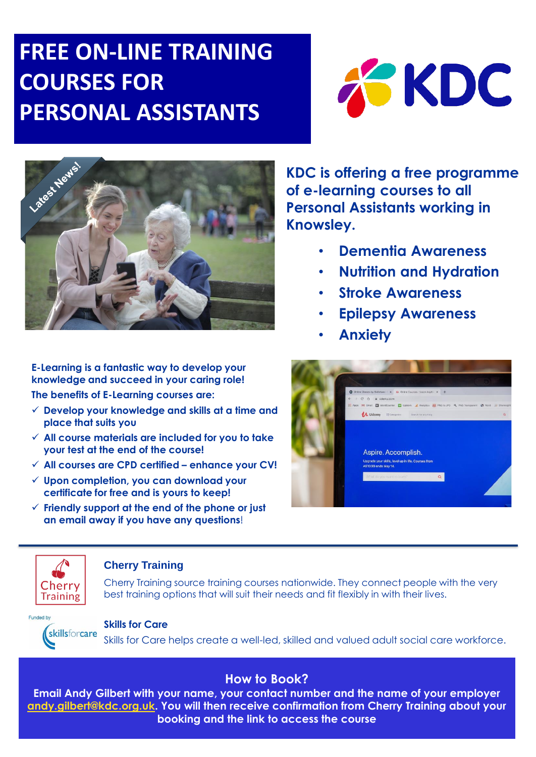# FREE ON-LINE TRAINING COURSES FOR PERSONAL ASSISTANTS

KDC

Latest News!

## KDC is offering a free programme of e-learning courses to all Personal Assistants working in Knowsley.

- Dementia Awareness
- Nutrition and Hydration
- Stroke Awareness
- Epilepsy Awareness
- Anxiety

**E-Learning is a fantastic way to develop your knowledge and succeed in your caring role!**

**The benefits of E-Learning courses are:**

- ✓ Develop your knowledge and skills at a time and place that suits you
- ✓ All course materials are included for you to take your test at the end of the course!
- ✓ All courses are CPD certified – enhance your CV!
- ✓ Upon completion, you can download your certificate for free and is yours to keep!
- ✓ Friendly support at the end of the phone or just an email away if you have any questions!

### Cherry Training

Cherry Training source training courses nationwide. They connect people with the very best training options that will suit their needs and fit flexibly in with their lives.

Funded by

### Skills for Care

Skills for Care helps create a well-led, skilled and valued adult social care workforce.

## How to Book?

**Email Andy Gilbert with your name, your contact number and the name of your employer andy.gilbert@kdc.org.uk. You will then receive confirmation from Cherry Training about your booking and the link to access the course**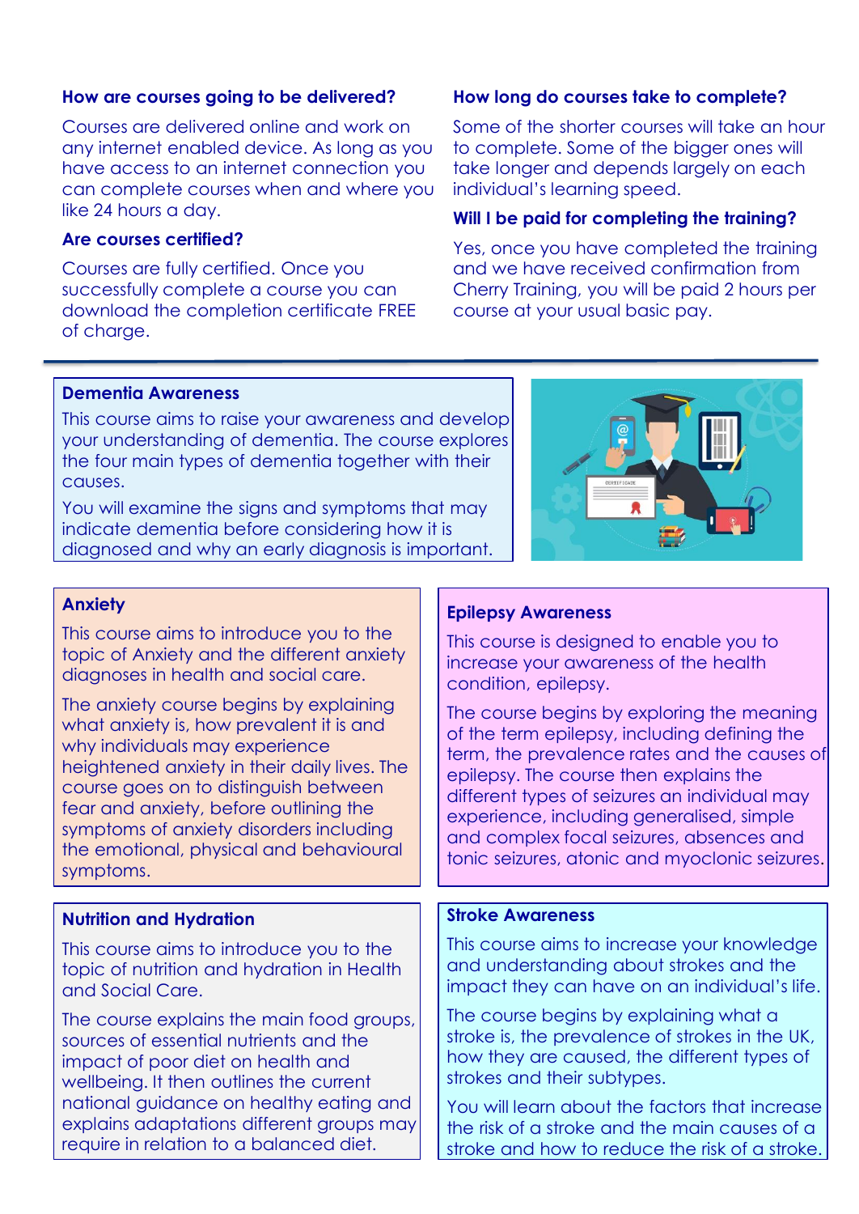### How are courses going to be delivered?

Courses are delivered online and work on any internet enabled device. As long as you have access to an internet connection you can complete courses when and where you like 24 hours a day.

### Are courses certified?

Courses are fully certified. Once you successfully complete a course you can download the completion certificate FREE of charge.

### How long do courses take to complete?

Some of the shorter courses will take an hour to complete. Some of the bigger ones will take longer and depends largely on each individual's learning speed.

### Will I be paid for completing the training?

Yes, once you have completed the training and we have received confirmation from Cherry Training, you will be paid 2 hours per course at your usual basic pay.

---

### Dementia Awareness

This course aims to raise your awareness and develop your understanding of dementia. The course explores the four main types of dementia together with their causes.

You will examine the signs and symptoms that may indicate dementia before considering how it is diagnosed and why an early diagnosis is important.

### Anxiety

This course aims to introduce you to the topic of Anxiety and the different anxiety diagnoses in health and social care.

The anxiety course begins by explaining what anxiety is, how prevalent it is and why individuals may experience heightened anxiety in their daily lives. The course goes on to distinguish between fear and anxiety, before outlining the symptoms of anxiety disorders including the emotional, physical and behavioural symptoms.

### Epilepsy Awareness

This course is designed to enable you to increase your awareness of the health condition, epilepsy.

The course begins by exploring the meaning of the term epilepsy, including defining the term, the prevalence rates and the causes of epilepsy. The course then explains the different types of seizures an individual may experience, including generalised, simple and complex focal seizures, absences and tonic seizures, atonic and myoclonic seizures.

### Nutrition and Hydration

This course aims to introduce you to the topic of nutrition and hydration in Health and Social Care.

The course explains the main food groups, sources of essential nutrients and the impact of poor diet on health and wellbeing. It then outlines the current national guidance on healthy eating and explains adaptations different groups may require in relation to a balanced diet.

### Stroke Awareness

This course aims to increase your knowledge and understanding about strokes and the impact they can have on an individual's life.

The course begins by explaining what a stroke is, the prevalence of strokes in the UK, how they are caused, the different types of strokes and their subtypes.

You will learn about the factors that increase the risk of a stroke and the main causes of a stroke and how to reduce the risk of a stroke.